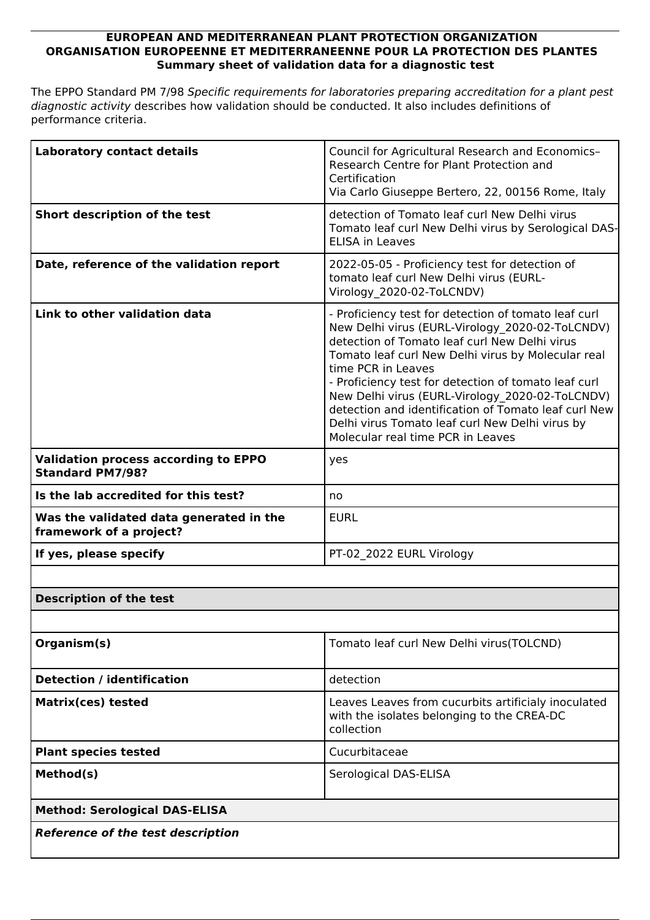**EUROPEAN AND MEDITERRANEAN PLANT PROTECTION ORGANIZATION**
**ORGANISATION EUROPEENNE ET MEDITERRANEENNE POUR LA PROTECTION DES PLANTES**
**Summary sheet of validation data for a diagnostic test**

The EPPO Standard PM 7/98 *Specific requirements for laboratories preparing accreditation for a plant pest diagnostic activity* describes how validation should be conducted. It also includes definitions of performance criteria.

| | |
|---|---|
| **Laboratory contact details** | Council for Agricultural Research and Economics–Research Centre for Plant Protection and Certification<br>Via Carlo Giuseppe Bertero, 22, 00156 Rome, Italy |
| **Short description of the test** | detection of Tomato leaf curl New Delhi virus Tomato leaf curl New Delhi virus by Serological DAS-ELISA in Leaves |
| **Date, reference of the validation report** | 2022-05-05 - Proficiency test for detection of tomato leaf curl New Delhi virus (EURL-Virology_2020-02-ToLCNDV) |
| **Link to other validation data** | - Proficiency test for detection of tomato leaf curl New Delhi virus (EURL-Virology_2020-02-ToLCNDV) detection of Tomato leaf curl New Delhi virus Tomato leaf curl New Delhi virus by Molecular real time PCR in Leaves<br>- Proficiency test for detection of tomato leaf curl New Delhi virus (EURL-Virology_2020-02-ToLCNDV) detection and identification of Tomato leaf curl New Delhi virus Tomato leaf curl New Delhi virus by Molecular real time PCR in Leaves |
| **Validation process according to EPPO Standard PM7/98?** | yes |
| **Is the lab accredited for this test?** | no |
| **Was the validated data generated in the framework of a project?** | EURL |
| **If yes, please specify** | PT-02_2022 EURL Virology |

**Description of the test**

| | |
|---|---|
| **Organism(s)** | Tomato leaf curl New Delhi virus(TOLCND) |
| **Detection / identification** | detection |
| **Matrix(ces) tested** | Leaves Leaves from cucurbits artificialy inoculated with the isolates belonging to the CREA-DC collection |
| **Plant species tested** | Cucurbitaceae |
| **Method(s)** | Serological DAS-ELISA |

**Method: Serological DAS-ELISA**

***Reference of the test description***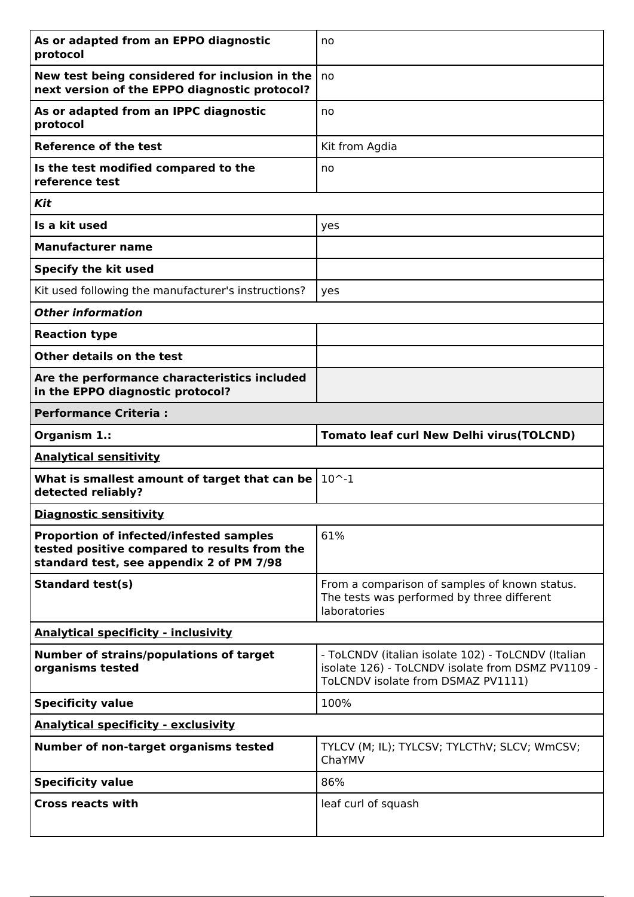| | |
|---|---|
| **As or adapted from an EPPO diagnostic protocol** | no |
| **New test being considered for inclusion in the next version of the EPPO diagnostic protocol?** | no |
| **As or adapted from an IPPC diagnostic protocol** | no |
| **Reference of the test** | Kit from Agdia |
| **Is the test modified compared to the reference test** | no |
| ***Kit*** | |
| **Is a kit used** | yes |
| **Manufacturer name** | |
| **Specify the kit used** | |
| Kit used following the manufacturer's instructions? | yes |
| ***Other information*** | |
| **Reaction type** | |
| **Other details on the test** | |
| **Are the performance characteristics included in the EPPO diagnostic protocol?** | |
| **Performance Criteria :** | |
| **Organism 1.:** | **Tomato leaf curl New Delhi virus(TOLCND)** |
| **Analytical sensitivity** | |
| **What is smallest amount of target that can be detected reliably?** | $10^{-1}$ |
| **Diagnostic sensitivity** | |
| **Proportion of infected/infested samples tested positive compared to results from the standard test, see appendix 2 of PM 7/98** | 61% |
| **Standard test(s)** | From a comparison of samples of known status. The tests was performed by three different laboratories |
| **Analytical specificity - inclusivity** | |
| **Number of strains/populations of target organisms tested** | - ToLCNDV (italian isolate 102) - ToLCNDV (Italian isolate 126) - ToLCNDV isolate from DSMZ PV1109 - ToLCNDV isolate from DSMAZ PV1111) |
| **Specificity value** | 100% |
| **Analytical specificity - exclusivity** | |
| **Number of non-target organisms tested** | TYLCV (M; IL); TYLCSV; TYLCThV; SLCV; WmCSV; ChaYMV |
| **Specificity value** | 86% |
| **Cross reacts with** | leaf curl of squash |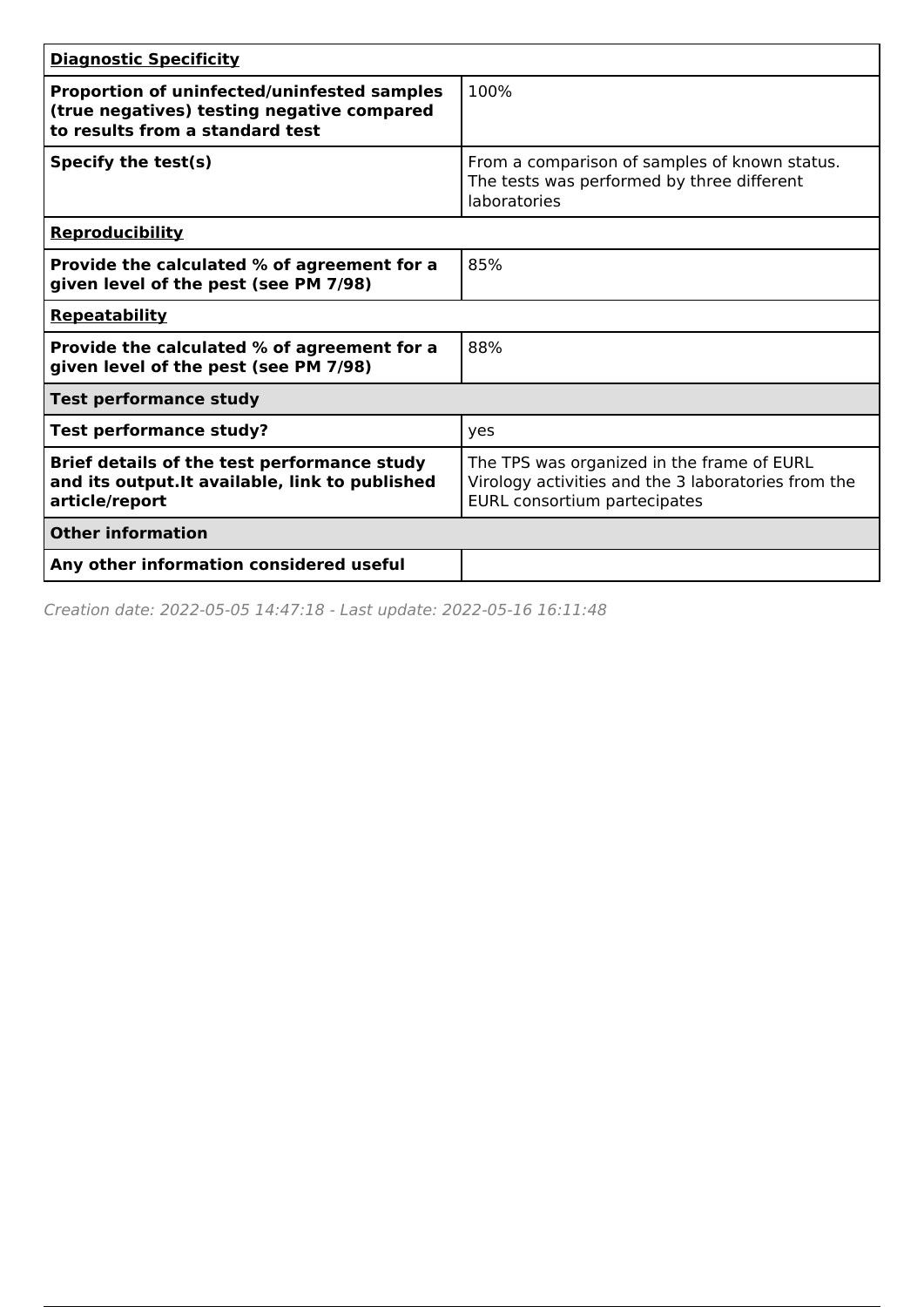| | |
|---|---|
| **Diagnostic Specificity** | |
| **Proportion of uninfected/uninfested samples (true negatives) testing negative compared to results from a standard test** | 100% |
| **Specify the test(s)** | From a comparison of samples of known status. The tests was performed by three different laboratories |
| **Reproducibility** | |
| **Provide the calculated % of agreement for a given level of the pest (see PM 7/98)** | 85% |
| **Repeatability** | |
| **Provide the calculated % of agreement for a given level of the pest (see PM 7/98)** | 88% |
| **Test performance study** | |
| **Test performance study?** | yes |
| **Brief details of the test performance study and its output.It available, link to published article/report** | The TPS was organized in the frame of EURL Virology activities and the 3 laboratories from the EURL consortium partecipates |
| **Other information** | |
| **Any other information considered useful** | |

*Creation date: 2022-05-05 14:47:18 - Last update: 2022-05-16 16:11:48*